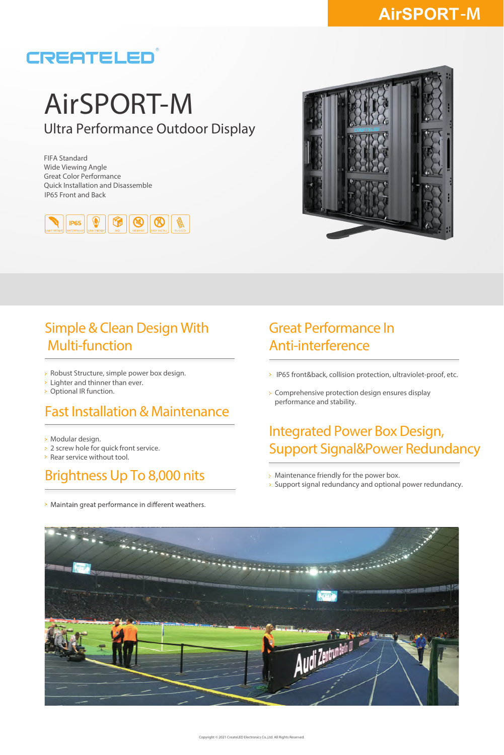AirSPORT-M

CREATELED

# AirSPORT-M

## Ultra Performance Outdoor Display

FIFA Standard
Wide Viewing Angle
Great Color Performance
Quick Installation and Disassemble
IP65 Front and Back

## Simple & Clean Design With Multi-function

- Robust Structure, simple power box design.
- Lighter and thinner than ever.
- Optional IR function.

## Fast Installation & Maintenance

- Modular design.
- 2 screw hole for quick front service.
- Rear service without tool.

## Brightness Up To 8,000 nits

- Maintain great performance in different weathers.

## Great Performance In Anti-interference

- IP65 front&back, collision protection, ultraviolet-proof, etc.
- Comprehensive protection design ensures display performance and stability.

## Integrated Power Box Design, Support Signal&Power Redundancy

- Maintenance friendly for the power box.
- Support signal redundancy and optional power redundancy.

Copyright © 2021 CreateLED Electronics Co.,Ltd. All Rights Reserved.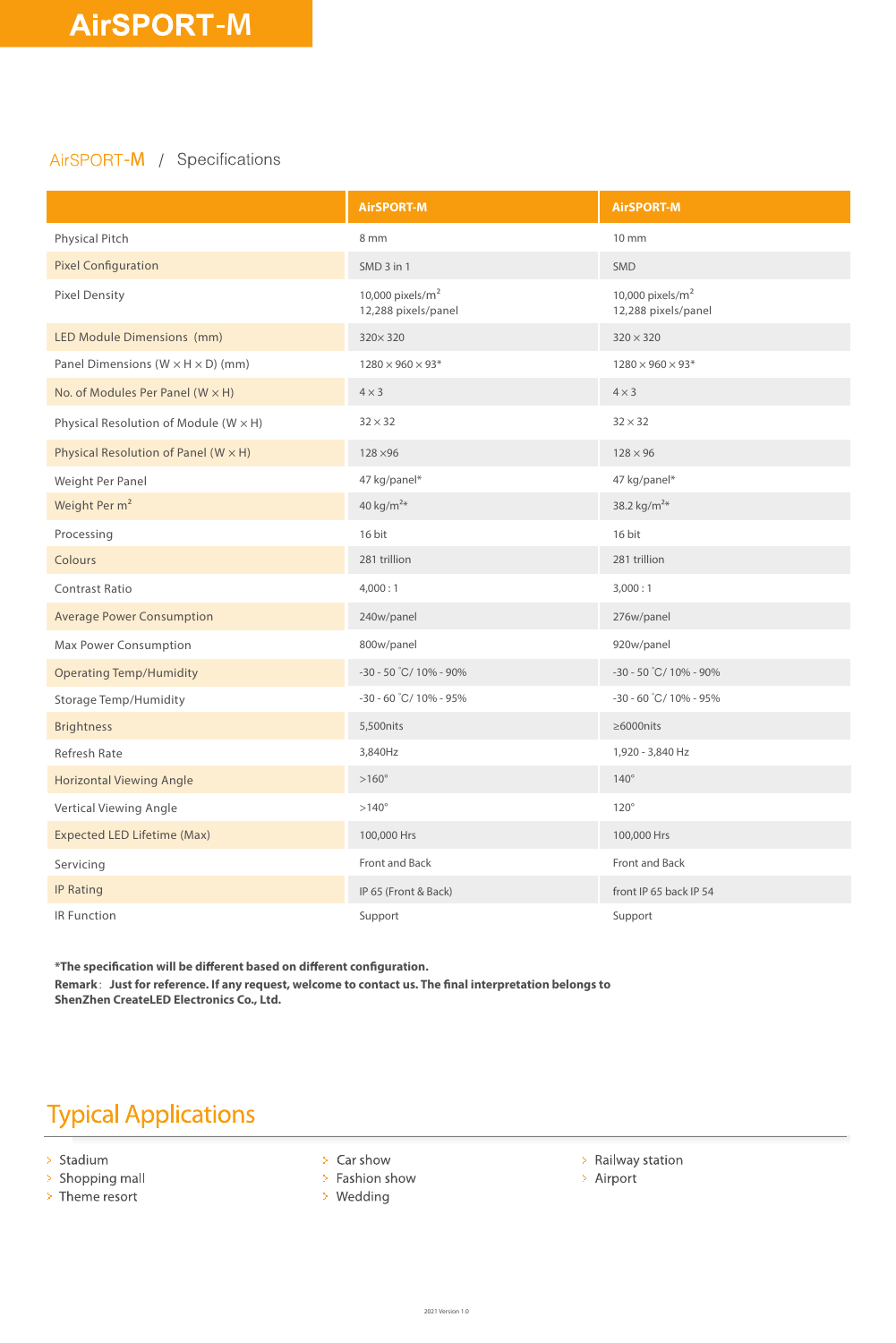# AirSPORT-M

## AirSPORT-M / Specifications

| | AirSPORT-M | AirSPORT-M |
|---|---|---|
| Physical Pitch | 8 mm | 10 mm |
| Pixel Configuration | SMD 3 in 1 | SMD |
| Pixel Density | 10,000 pixels/m$^2$<br>12,288 pixels/panel | 10,000 pixels/m$^2$<br>12,288 pixels/panel |
| LED Module Dimensions (mm) | 320× 320 | 320 × 320 |
| Panel Dimensions (W × H × D) (mm) | 1280 × 960 × 93* | 1280 × 960 × 93* |
| No. of Modules Per Panel (W × H) | 4 × 3 | 4 × 3 |
| Physical Resolution of Module (W × H) | 32 × 32 | 32 × 32 |
| Physical Resolution of Panel (W × H) | 128 ×96 | 128 × 96 |
| Weight Per Panel | 47 kg/panel* | 47 kg/panel* |
| Weight Per m$^2$ | 40 kg/m$^2$* | 38.2 kg/m$^2$* |
| Processing | 16 bit | 16 bit |
| Colours | 281 trillion | 281 trillion |
| Contrast Ratio | 4,000 : 1 | 3,000 : 1 |
| Average Power Consumption | 240w/panel | 276w/panel |
| Max Power Consumption | 800w/panel | 920w/panel |
| Operating Temp/Humidity | -30 - 50 ˚C/ 10% - 90% | -30 - 50 ˚C/ 10% - 90% |
| Storage Temp/Humidity | -30 - 60 ˚C/ 10% - 95% | -30 - 60 ˚C/ 10% - 95% |
| Brightness | 5,500nits | ≥6000nits |
| Refresh Rate | 3,840Hz | 1,920 - 3,840 Hz |
| Horizontal Viewing Angle | >160° | 140° |
| Vertical Viewing Angle | >140° | 120° |
| Expected LED Lifetime (Max) | 100,000 Hrs | 100,000 Hrs |
| Servicing | Front and Back | Front and Back |
| IP Rating | IP 65 (Front & Back) | front IP 65 back IP 54 |
| IR Function | Support | Support |

**\*The specification will be different based on different configuration.**

**Remark**: **Just for reference. If any request, welcome to contact us. The final interpretation belongs to ShenZhen CreateLED Electronics Co., Ltd.**

## Typical Applications

- Stadium
- Shopping mall
- Theme resort
- Car show
- Fashion show
- Wedding
- Railway station
- Airport

2021 Version 1.0